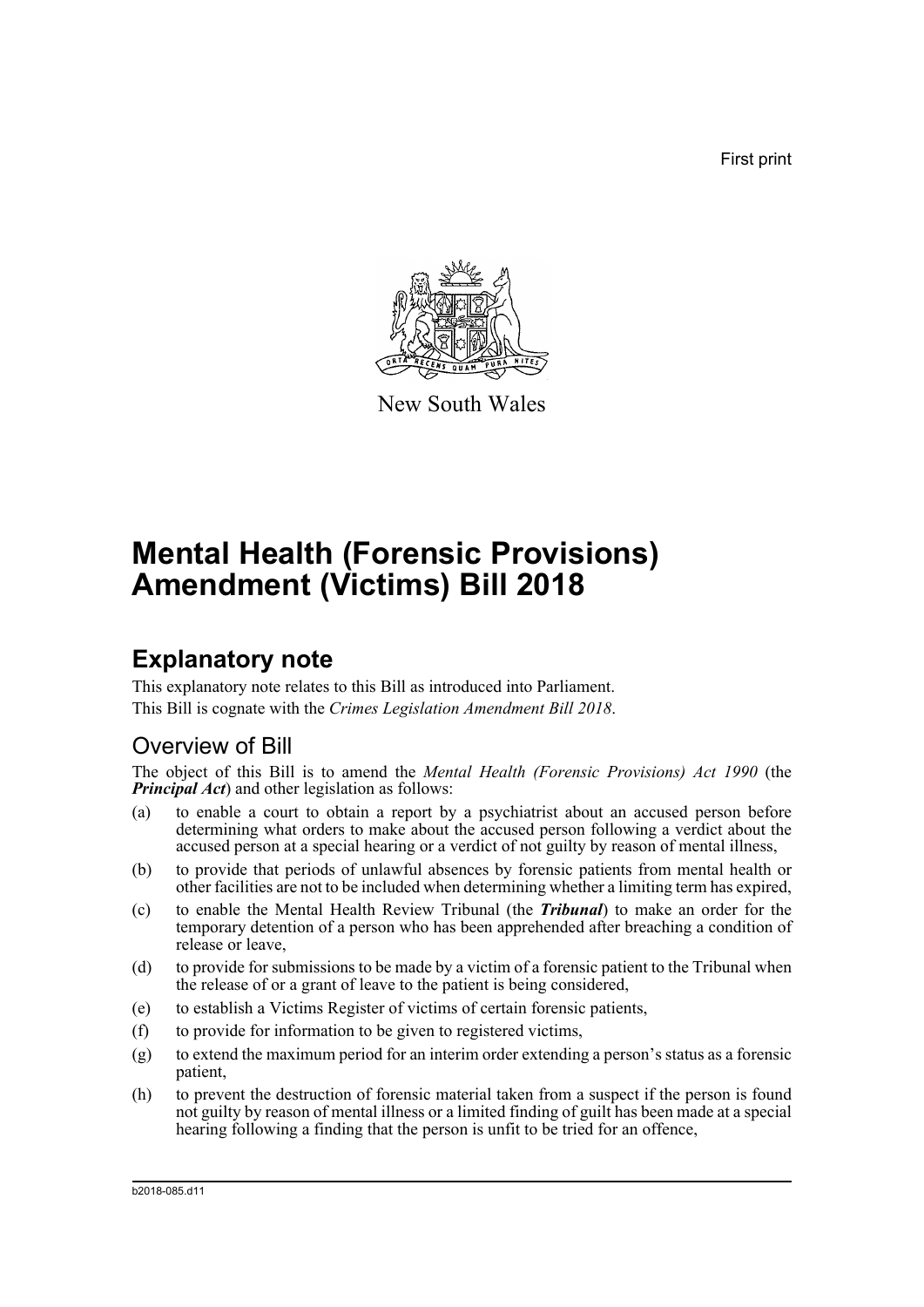First print

New South Wales

# Mental Health (Forensic Provisions) Amendment (Victims) Bill 2018

## Explanatory note

This explanatory note relates to this Bill as introduced into Parliament.
This Bill is cognate with the *Crimes Legislation Amendment Bill 2018*.

### Overview of Bill

The object of this Bill is to amend the *Mental Health (Forensic Provisions) Act 1990* (the ***Principal Act***) and other legislation as follows:

(a) to enable a court to obtain a report by a psychiatrist about an accused person before determining what orders to make about the accused person following a verdict about the accused person at a special hearing or a verdict of not guilty by reason of mental illness,

(b) to provide that periods of unlawful absences by forensic patients from mental health or other facilities are not to be included when determining whether a limiting term has expired,

(c) to enable the Mental Health Review Tribunal (the ***Tribunal***) to make an order for the temporary detention of a person who has been apprehended after breaching a condition of release or leave,

(d) to provide for submissions to be made by a victim of a forensic patient to the Tribunal when the release of or a grant of leave to the patient is being considered,

(e) to establish a Victims Register of victims of certain forensic patients,

(f) to provide for information to be given to registered victims,

(g) to extend the maximum period for an interim order extending a person's status as a forensic patient,

(h) to prevent the destruction of forensic material taken from a suspect if the person is found not guilty by reason of mental illness or a limited finding of guilt has been made at a special hearing following a finding that the person is unfit to be tried for an offence,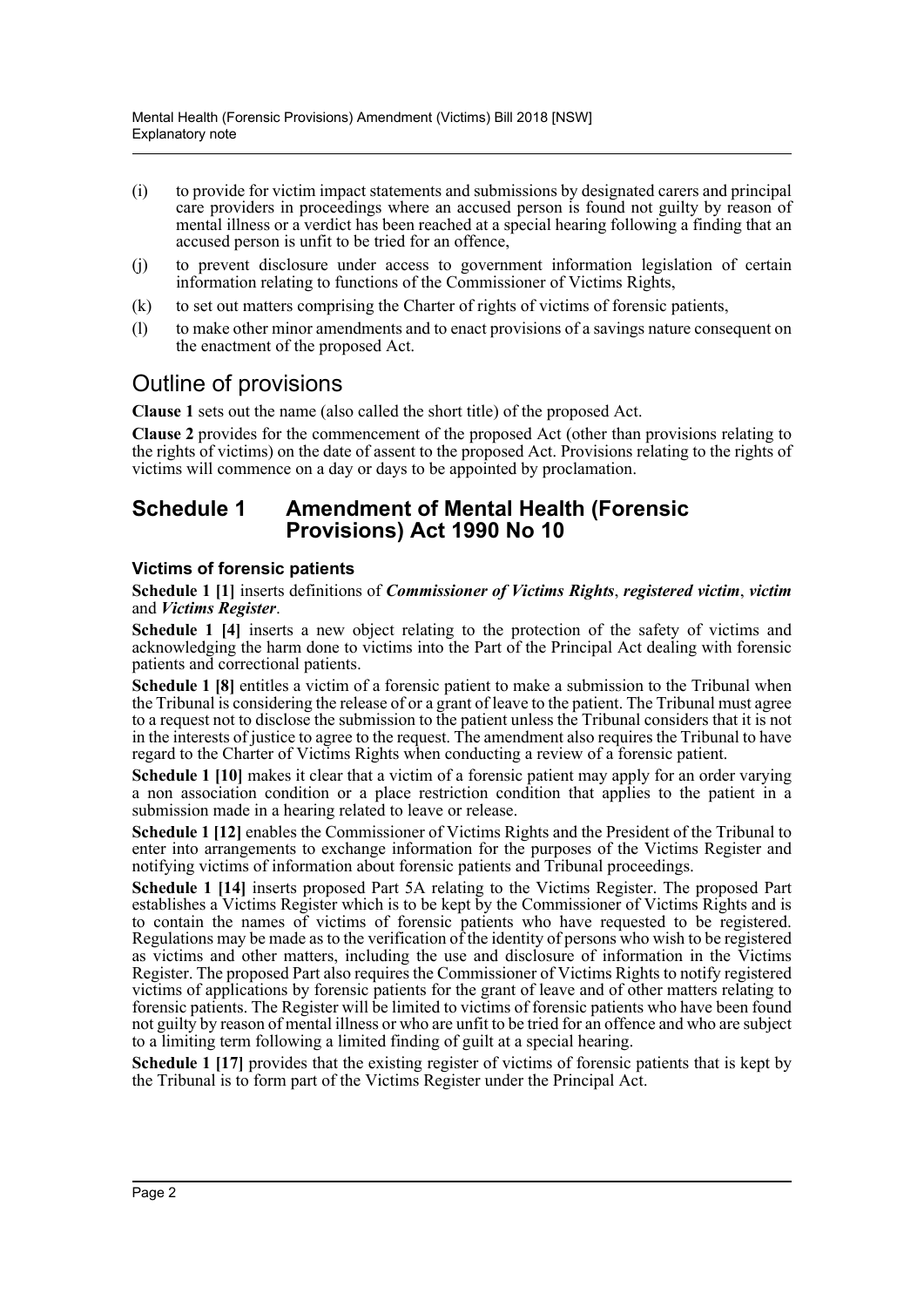(i) to provide for victim impact statements and submissions by designated carers and principal care providers in proceedings where an accused person is found not guilty by reason of mental illness or a verdict has been reached at a special hearing following a finding that an accused person is unfit to be tried for an offence,

(j) to prevent disclosure under access to government information legislation of certain information relating to functions of the Commissioner of Victims Rights,

(k) to set out matters comprising the Charter of rights of victims of forensic patients,

(l) to make other minor amendments and to enact provisions of a savings nature consequent on the enactment of the proposed Act.

## Outline of provisions

**Clause 1** sets out the name (also called the short title) of the proposed Act.

**Clause 2** provides for the commencement of the proposed Act (other than provisions relating to the rights of victims) on the date of assent to the proposed Act. Provisions relating to the rights of victims will commence on a day or days to be appointed by proclamation.

## Schedule 1 Amendment of Mental Health (Forensic Provisions) Act 1990 No 10

### Victims of forensic patients

**Schedule 1 [1]** inserts definitions of ***Commissioner of Victims Rights***, ***registered victim***, ***victim*** and ***Victims Register***.

**Schedule 1 [4]** inserts a new object relating to the protection of the safety of victims and acknowledging the harm done to victims into the Part of the Principal Act dealing with forensic patients and correctional patients.

**Schedule 1 [8]** entitles a victim of a forensic patient to make a submission to the Tribunal when the Tribunal is considering the release of or a grant of leave to the patient. The Tribunal must agree to a request not to disclose the submission to the patient unless the Tribunal considers that it is not in the interests of justice to agree to the request. The amendment also requires the Tribunal to have regard to the Charter of Victims Rights when conducting a review of a forensic patient.

**Schedule 1 [10]** makes it clear that a victim of a forensic patient may apply for an order varying a non association condition or a place restriction condition that applies to the patient in a submission made in a hearing related to leave or release.

**Schedule 1 [12]** enables the Commissioner of Victims Rights and the President of the Tribunal to enter into arrangements to exchange information for the purposes of the Victims Register and notifying victims of information about forensic patients and Tribunal proceedings.

**Schedule 1 [14]** inserts proposed Part 5A relating to the Victims Register. The proposed Part establishes a Victims Register which is to be kept by the Commissioner of Victims Rights and is to contain the names of victims of forensic patients who have requested to be registered. Regulations may be made as to the verification of the identity of persons who wish to be registered as victims and other matters, including the use and disclosure of information in the Victims Register. The proposed Part also requires the Commissioner of Victims Rights to notify registered victims of applications by forensic patients for the grant of leave and of other matters relating to forensic patients. The Register will be limited to victims of forensic patients who have been found not guilty by reason of mental illness or who are unfit to be tried for an offence and who are subject to a limiting term following a limited finding of guilt at a special hearing.

**Schedule 1 [17]** provides that the existing register of victims of forensic patients that is kept by the Tribunal is to form part of the Victims Register under the Principal Act.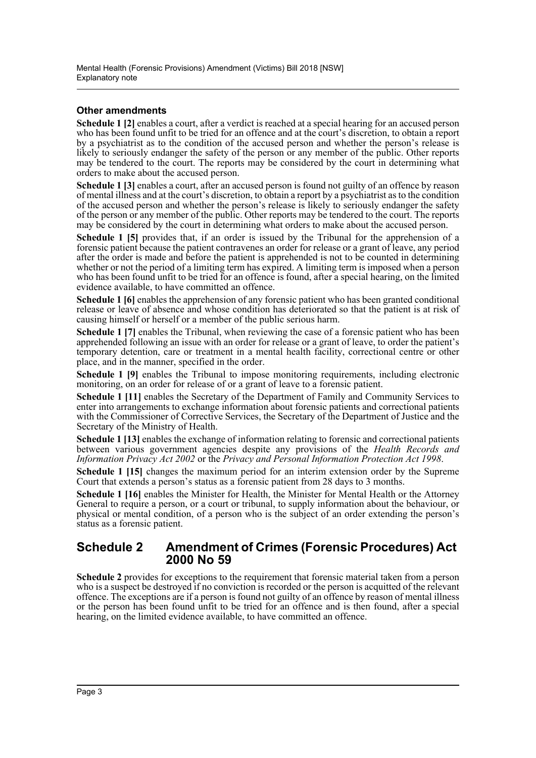### Other amendments

**Schedule 1 [2]** enables a court, after a verdict is reached at a special hearing for an accused person who has been found unfit to be tried for an offence and at the court's discretion, to obtain a report by a psychiatrist as to the condition of the accused person and whether the person's release is likely to seriously endanger the safety of the person or any member of the public. Other reports may be tendered to the court. The reports may be considered by the court in determining what orders to make about the accused person.

**Schedule 1 [3]** enables a court, after an accused person is found not guilty of an offence by reason of mental illness and at the court's discretion, to obtain a report by a psychiatrist as to the condition of the accused person and whether the person's release is likely to seriously endanger the safety of the person or any member of the public. Other reports may be tendered to the court. The reports may be considered by the court in determining what orders to make about the accused person.

**Schedule 1 [5]** provides that, if an order is issued by the Tribunal for the apprehension of a forensic patient because the patient contravenes an order for release or a grant of leave, any period after the order is made and before the patient is apprehended is not to be counted in determining whether or not the period of a limiting term has expired. A limiting term is imposed when a person who has been found unfit to be tried for an offence is found, after a special hearing, on the limited evidence available, to have committed an offence.

**Schedule 1 [6]** enables the apprehension of any forensic patient who has been granted conditional release or leave of absence and whose condition has deteriorated so that the patient is at risk of causing himself or herself or a member of the public serious harm.

**Schedule 1 [7]** enables the Tribunal, when reviewing the case of a forensic patient who has been apprehended following an issue with an order for release or a grant of leave, to order the patient's temporary detention, care or treatment in a mental health facility, correctional centre or other place, and in the manner, specified in the order.

**Schedule 1 [9]** enables the Tribunal to impose monitoring requirements, including electronic monitoring, on an order for release of or a grant of leave to a forensic patient.

**Schedule 1 [11]** enables the Secretary of the Department of Family and Community Services to enter into arrangements to exchange information about forensic patients and correctional patients with the Commissioner of Corrective Services, the Secretary of the Department of Justice and the Secretary of the Ministry of Health.

**Schedule 1 [13]** enables the exchange of information relating to forensic and correctional patients between various government agencies despite any provisions of the *Health Records and Information Privacy Act 2002* or the *Privacy and Personal Information Protection Act 1998*.

**Schedule 1 [15]** changes the maximum period for an interim extension order by the Supreme Court that extends a person's status as a forensic patient from 28 days to 3 months.

**Schedule 1 [16]** enables the Minister for Health, the Minister for Mental Health or the Attorney General to require a person, or a court or tribunal, to supply information about the behaviour, or physical or mental condition, of a person who is the subject of an order extending the person's status as a forensic patient.

## Schedule 2 Amendment of Crimes (Forensic Procedures) Act 2000 No 59

**Schedule 2** provides for exceptions to the requirement that forensic material taken from a person who is a suspect be destroyed if no conviction is recorded or the person is acquitted of the relevant offence. The exceptions are if a person is found not guilty of an offence by reason of mental illness or the person has been found unfit to be tried for an offence and is then found, after a special hearing, on the limited evidence available, to have committed an offence.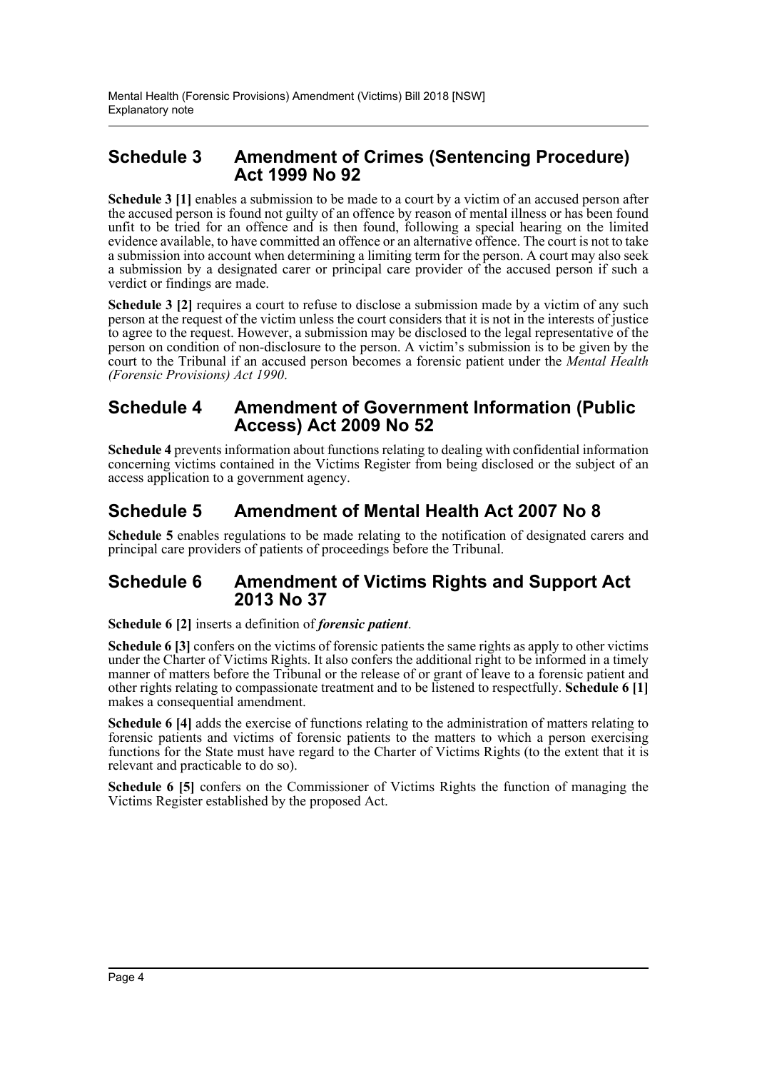## Schedule 3 Amendment of Crimes (Sentencing Procedure) Act 1999 No 92

**Schedule 3 [1]** enables a submission to be made to a court by a victim of an accused person after the accused person is found not guilty of an offence by reason of mental illness or has been found unfit to be tried for an offence and is then found, following a special hearing on the limited evidence available, to have committed an offence or an alternative offence. The court is not to take a submission into account when determining a limiting term for the person. A court may also seek a submission by a designated carer or principal care provider of the accused person if such a verdict or findings are made.

**Schedule 3 [2]** requires a court to refuse to disclose a submission made by a victim of any such person at the request of the victim unless the court considers that it is not in the interests of justice to agree to the request. However, a submission may be disclosed to the legal representative of the person on condition of non-disclosure to the person. A victim's submission is to be given by the court to the Tribunal if an accused person becomes a forensic patient under the *Mental Health (Forensic Provisions) Act 1990*.

## Schedule 4 Amendment of Government Information (Public Access) Act 2009 No 52

**Schedule 4** prevents information about functions relating to dealing with confidential information concerning victims contained in the Victims Register from being disclosed or the subject of an access application to a government agency.

## Schedule 5 Amendment of Mental Health Act 2007 No 8

**Schedule 5** enables regulations to be made relating to the notification of designated carers and principal care providers of patients of proceedings before the Tribunal.

## Schedule 6 Amendment of Victims Rights and Support Act 2013 No 37

**Schedule 6 [2]** inserts a definition of ***forensic patient***.

**Schedule 6 [3]** confers on the victims of forensic patients the same rights as apply to other victims under the Charter of Victims Rights. It also confers the additional right to be informed in a timely manner of matters before the Tribunal or the release of or grant of leave to a forensic patient and other rights relating to compassionate treatment and to be listened to respectfully. **Schedule 6 [1]** makes a consequential amendment.

**Schedule 6 [4]** adds the exercise of functions relating to the administration of matters relating to forensic patients and victims of forensic patients to the matters to which a person exercising functions for the State must have regard to the Charter of Victims Rights (to the extent that it is relevant and practicable to do so).

**Schedule 6 [5]** confers on the Commissioner of Victims Rights the function of managing the Victims Register established by the proposed Act.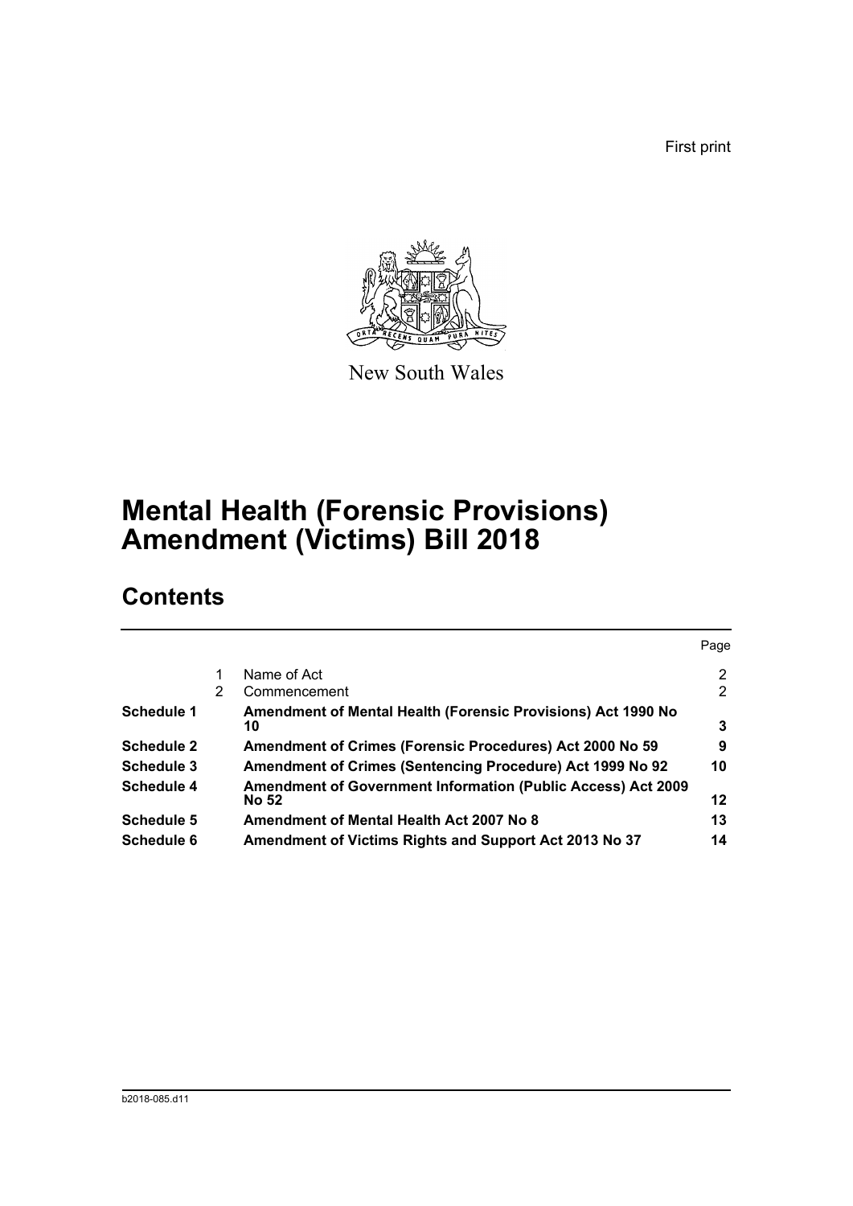First print

New South Wales

# Mental Health (Forensic Provisions) Amendment (Victims) Bill 2018

## Contents

| | | | Page |
|---|---|---|---|
| | 1 | Name of Act | 2 |
| | 2 | Commencement | 2 |
| **Schedule 1** | | **Amendment of Mental Health (Forensic Provisions) Act 1990 No 10** | **3** |
| **Schedule 2** | | **Amendment of Crimes (Forensic Procedures) Act 2000 No 59** | **9** |
| **Schedule 3** | | **Amendment of Crimes (Sentencing Procedure) Act 1999 No 92** | **10** |
| **Schedule 4** | | **Amendment of Government Information (Public Access) Act 2009 No 52** | **12** |
| **Schedule 5** | | **Amendment of Mental Health Act 2007 No 8** | **13** |
| **Schedule 6** | | **Amendment of Victims Rights and Support Act 2013 No 37** | **14** |

b2018-085.d11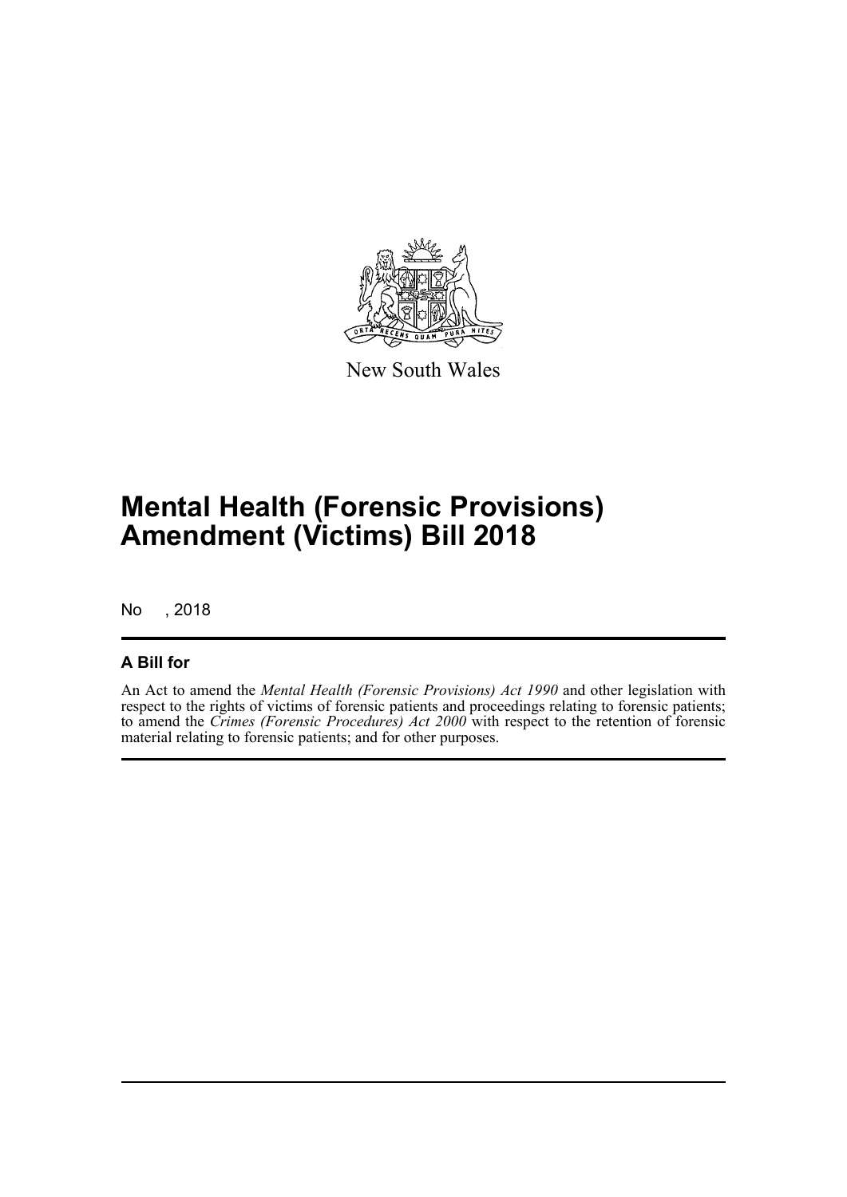New South Wales

# Mental Health (Forensic Provisions) Amendment (Victims) Bill 2018

No , 2018

## A Bill for

An Act to amend the *Mental Health (Forensic Provisions) Act 1990* and other legislation with respect to the rights of victims of forensic patients and proceedings relating to forensic patients; to amend the *Crimes (Forensic Procedures) Act 2000* with respect to the retention of forensic material relating to forensic patients; and for other purposes.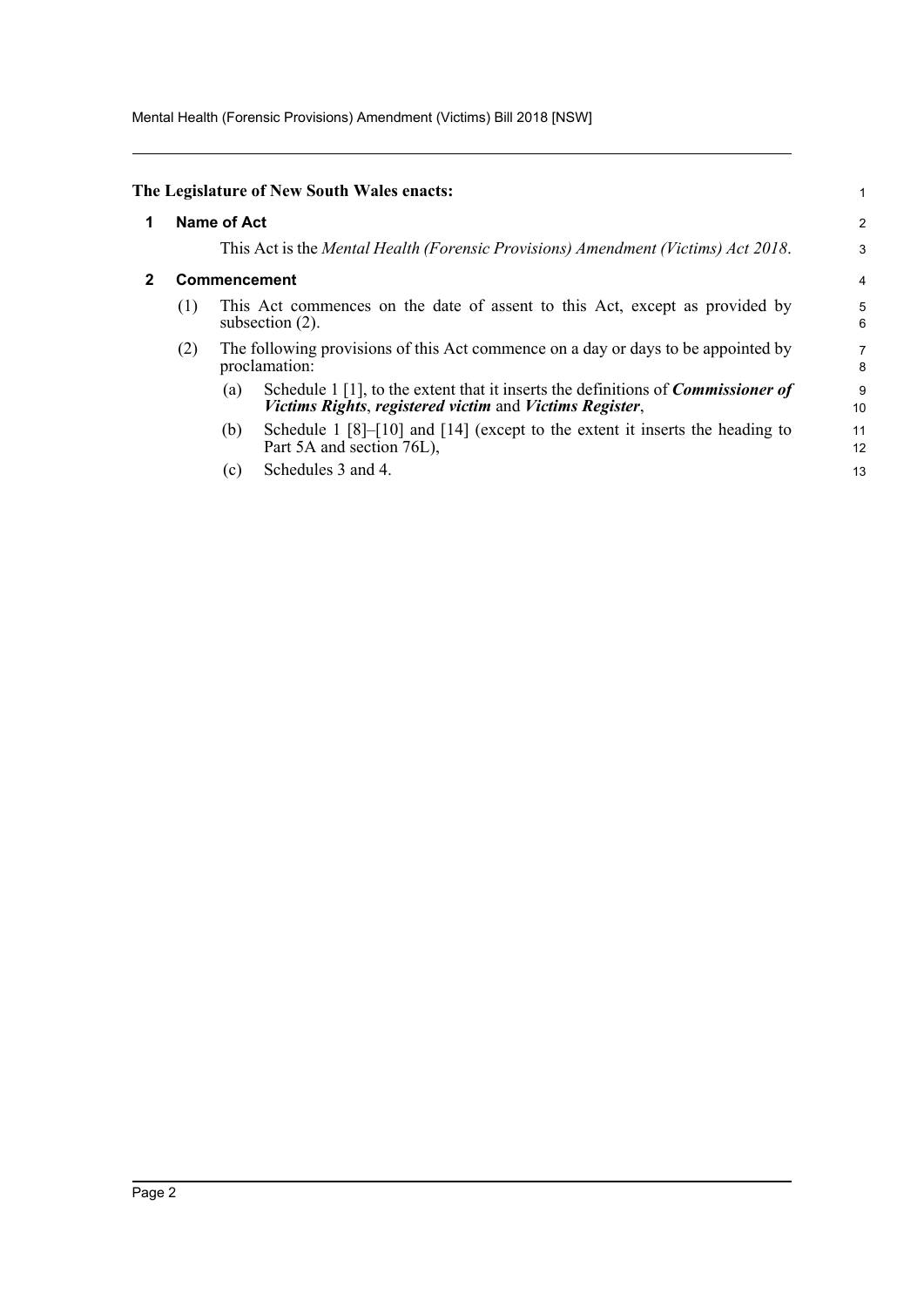**The Legislature of New South Wales enacts:**

## 1 Name of Act

This Act is the *Mental Health (Forensic Provisions) Amendment (Victims) Act 2018*.

## 2 Commencement

(1) This Act commences on the date of assent to this Act, except as provided by subsection (2).

(2) The following provisions of this Act commence on a day or days to be appointed by proclamation:

(a) Schedule 1 [1], to the extent that it inserts the definitions of ***Commissioner of Victims Rights***, ***registered victim*** and ***Victims Register***,

(b) Schedule 1 [8]–[10] and [14] (except to the extent it inserts the heading to Part 5A and section 76L),

(c) Schedules 3 and 4.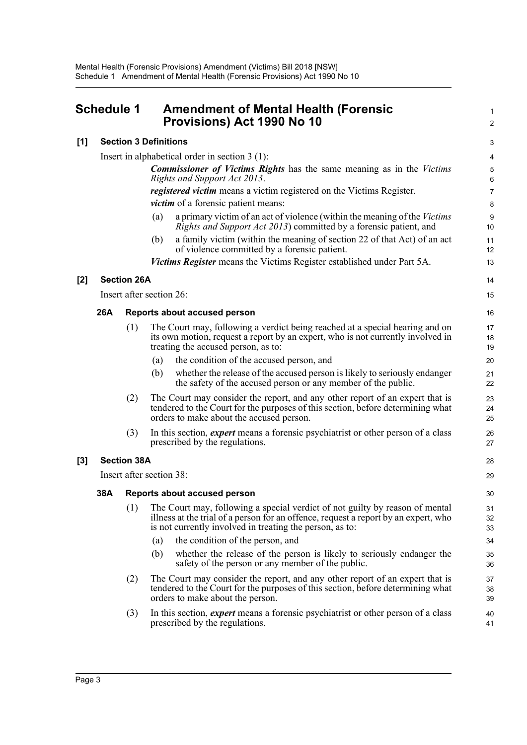# Schedule 1 Amendment of Mental Health (Forensic Provisions) Act 1990 No 10

**[1] Section 3 Definitions**

Insert in alphabetical order in section 3 (1):

> ***Commissioner of Victims Rights*** has the same meaning as in the *Victims Rights and Support Act 2013*.
>
> ***registered victim*** means a victim registered on the Victims Register.
>
> ***victim*** of a forensic patient means:
>
> (a) a primary victim of an act of violence (within the meaning of the *Victims Rights and Support Act 2013*) committed by a forensic patient, and
>
> (b) a family victim (within the meaning of section 22 of that Act) of an act of violence committed by a forensic patient.
>
> ***Victims Register*** means the Victims Register established under Part 5A.

**[2] Section 26A**

Insert after section 26:

> **26A Reports about accused person**
>
> (1) The Court may, following a verdict being reached at a special hearing and on its own motion, request a report by an expert, who is not currently involved in treating the accused person, as to:
>
> (a) the condition of the accused person, and
>
> (b) whether the release of the accused person is likely to seriously endanger the safety of the accused person or any member of the public.
>
> (2) The Court may consider the report, and any other report of an expert that is tendered to the Court for the purposes of this section, before determining what orders to make about the accused person.
>
> (3) In this section, ***expert*** means a forensic psychiatrist or other person of a class prescribed by the regulations.

**[3] Section 38A**

Insert after section 38:

> **38A Reports about accused person**
>
> (1) The Court may, following a special verdict of not guilty by reason of mental illness at the trial of a person for an offence, request a report by an expert, who is not currently involved in treating the person, as to:
>
> (a) the condition of the person, and
>
> (b) whether the release of the person is likely to seriously endanger the safety of the person or any member of the public.
>
> (2) The Court may consider the report, and any other report of an expert that is tendered to the Court for the purposes of this section, before determining what orders to make about the person.
>
> (3) In this section, ***expert*** means a forensic psychiatrist or other person of a class prescribed by the regulations.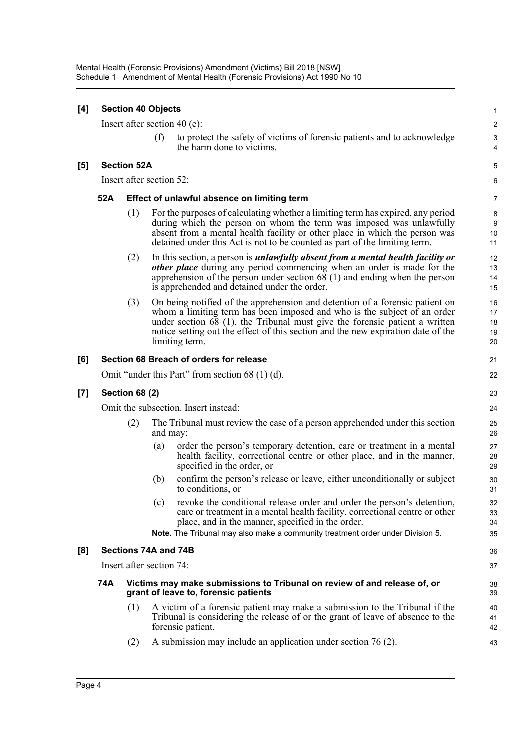**[4] Section 40 Objects**

Insert after section 40 (e):

> (f) to protect the safety of victims of forensic patients and to acknowledge the harm done to victims.

**[5] Section 52A**

Insert after section 52:

**52A Effect of unlawful absence on limiting term**

(1) For the purposes of calculating whether a limiting term has expired, any period during which the person on whom the term was imposed was unlawfully absent from a mental health facility or other place in which the person was detained under this Act is not to be counted as part of the limiting term.

(2) In this section, a person is ***unlawfully absent from a mental health facility or other place*** during any period commencing when an order is made for the apprehension of the person under section 68 (1) and ending when the person is apprehended and detained under the order.

(3) On being notified of the apprehension and detention of a forensic patient on whom a limiting term has been imposed and who is the subject of an order under section 68 (1), the Tribunal must give the forensic patient a written notice setting out the effect of this section and the new expiration date of the limiting term.

**[6] Section 68 Breach of orders for release**

Omit "under this Part" from section 68 (1) (d).

**[7] Section 68 (2)**

Omit the subsection. Insert instead:

(2) The Tribunal must review the case of a person apprehended under this section and may:

> (a) order the person's temporary detention, care or treatment in a mental health facility, correctional centre or other place, and in the manner, specified in the order, or
>
> (b) confirm the person's release or leave, either unconditionally or subject to conditions, or
>
> (c) revoke the conditional release order and order the person's detention, care or treatment in a mental health facility, correctional centre or other place, and in the manner, specified in the order.

**Note.** The Tribunal may also make a community treatment order under Division 5.

**[8] Sections 74A and 74B**

Insert after section 74:

**74A Victims may make submissions to Tribunal on review of and release of, or grant of leave to, forensic patients**

(1) A victim of a forensic patient may make a submission to the Tribunal if the Tribunal is considering the release of or the grant of leave of absence to the forensic patient.

(2) A submission may include an application under section 76 (2).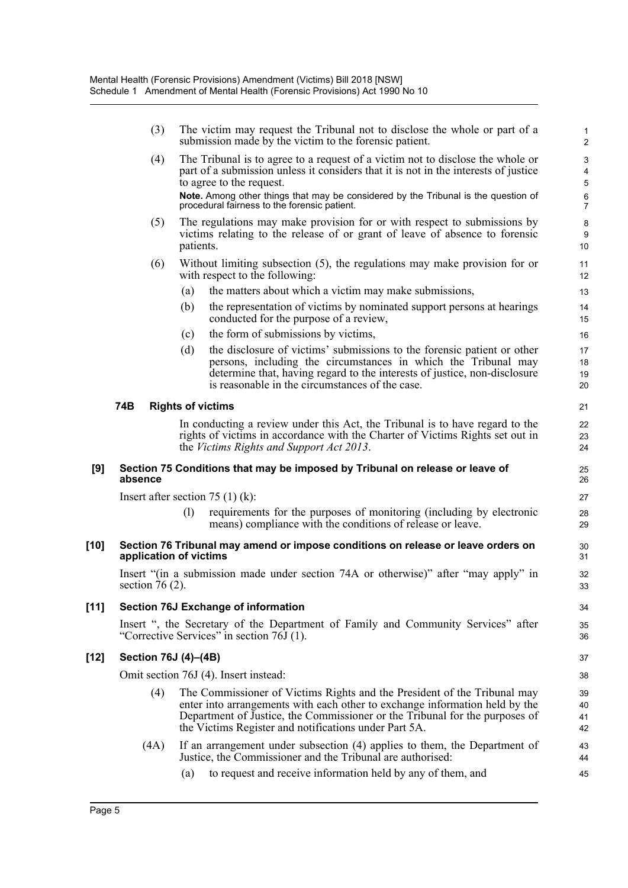(3) The victim may request the Tribunal not to disclose the whole or part of a submission made by the victim to the forensic patient.

(4) The Tribunal is to agree to a request of a victim not to disclose the whole or part of a submission unless it considers that it is not in the interests of justice to agree to the request.

**Note.** Among other things that may be considered by the Tribunal is the question of procedural fairness to the forensic patient.

(5) The regulations may make provision for or with respect to submissions by victims relating to the release of or grant of leave of absence to forensic patients.

(6) Without limiting subsection (5), the regulations may make provision for or with respect to the following:

(a) the matters about which a victim may make submissions,

(b) the representation of victims by nominated support persons at hearings conducted for the purpose of a review,

(c) the form of submissions by victims,

(d) the disclosure of victims' submissions to the forensic patient or other persons, including the circumstances in which the Tribunal may determine that, having regard to the interests of justice, non-disclosure is reasonable in the circumstances of the case.

**74B Rights of victims**

In conducting a review under this Act, the Tribunal is to have regard to the rights of victims in accordance with the Charter of Victims Rights set out in the *Victims Rights and Support Act 2013*.

**[9] Section 75 Conditions that may be imposed by Tribunal on release or leave of absence**

Insert after section 75 (1) (k):

(l) requirements for the purposes of monitoring (including by electronic means) compliance with the conditions of release or leave.

**[10] Section 76 Tribunal may amend or impose conditions on release or leave orders on application of victims**

Insert "(in a submission made under section 74A or otherwise)" after "may apply" in section 76 (2).

**[11] Section 76J Exchange of information**

Insert ", the Secretary of the Department of Family and Community Services" after "Corrective Services" in section 76J (1).

**[12] Section 76J (4)–(4B)**

Omit section 76J (4). Insert instead:

(4) The Commissioner of Victims Rights and the President of the Tribunal may enter into arrangements with each other to exchange information held by the Department of Justice, the Commissioner or the Tribunal for the purposes of the Victims Register and notifications under Part 5A.

(4A) If an arrangement under subsection (4) applies to them, the Department of Justice, the Commissioner and the Tribunal are authorised:

(a) to request and receive information held by any of them, and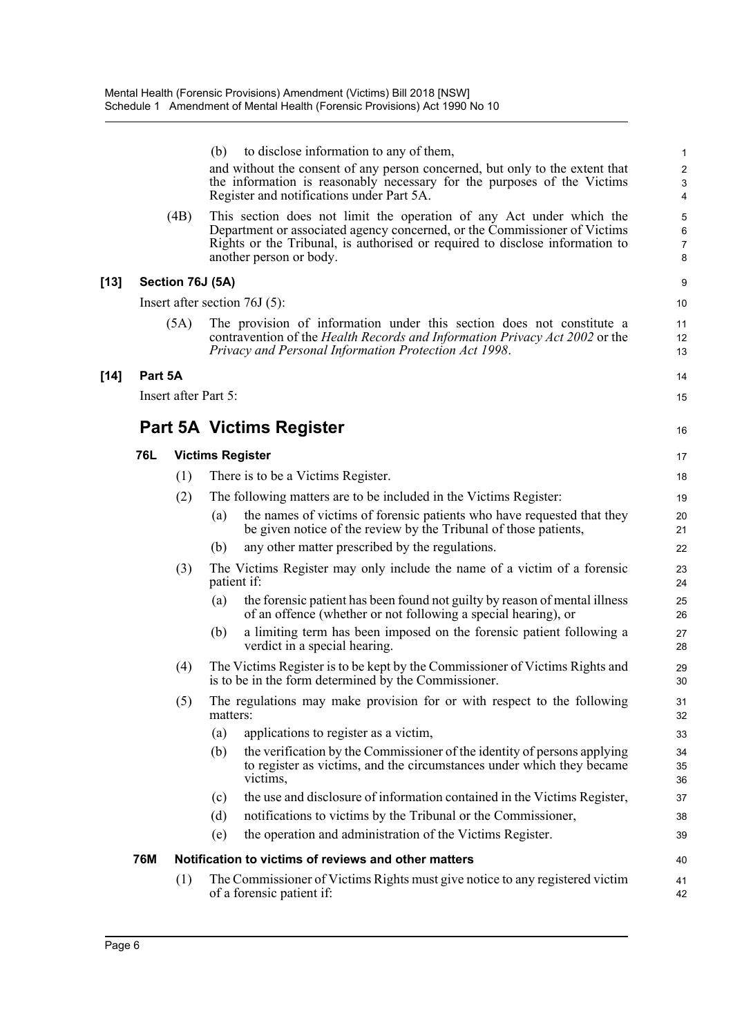(b) to disclose information to any of them,

and without the consent of any person concerned, but only to the extent that the information is reasonably necessary for the purposes of the Victims Register and notifications under Part 5A.

(4B) This section does not limit the operation of any Act under which the Department or associated agency concerned, or the Commissioner of Victims Rights or the Tribunal, is authorised or required to disclose information to another person or body.

**[13] Section 76J (5A)**

Insert after section 76J (5):

(5A) The provision of information under this section does not constitute a contravention of the *Health Records and Information Privacy Act 2002* or the *Privacy and Personal Information Protection Act 1998*.

**[14] Part 5A**

Insert after Part 5:

## Part 5A Victims Register

### 76L Victims Register

(1) There is to be a Victims Register.

(2) The following matters are to be included in the Victims Register:

(a) the names of victims of forensic patients who have requested that they be given notice of the review by the Tribunal of those patients,

(b) any other matter prescribed by the regulations.

(3) The Victims Register may only include the name of a victim of a forensic patient if:

(a) the forensic patient has been found not guilty by reason of mental illness of an offence (whether or not following a special hearing), or

(b) a limiting term has been imposed on the forensic patient following a verdict in a special hearing.

(4) The Victims Register is to be kept by the Commissioner of Victims Rights and is to be in the form determined by the Commissioner.

(5) The regulations may make provision for or with respect to the following matters:

(a) applications to register as a victim,

(b) the verification by the Commissioner of the identity of persons applying to register as victims, and the circumstances under which they became victims,

(c) the use and disclosure of information contained in the Victims Register,

(d) notifications to victims by the Tribunal or the Commissioner,

(e) the operation and administration of the Victims Register.

### 76M Notification to victims of reviews and other matters

(1) The Commissioner of Victims Rights must give notice to any registered victim of a forensic patient if: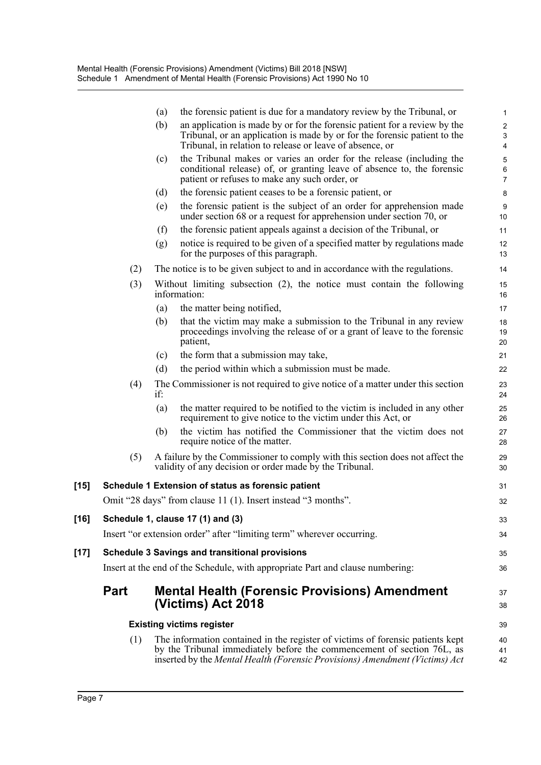(a) the forensic patient is due for a mandatory review by the Tribunal, or

(b) an application is made by or for the forensic patient for a review by the Tribunal, or an application is made by or for the forensic patient to the Tribunal, in relation to release or leave of absence, or

(c) the Tribunal makes or varies an order for the release (including the conditional release) of, or granting leave of absence to, the forensic patient or refuses to make any such order, or

(d) the forensic patient ceases to be a forensic patient, or

(e) the forensic patient is the subject of an order for apprehension made under section 68 or a request for apprehension under section 70, or

(f) the forensic patient appeals against a decision of the Tribunal, or

(g) notice is required to be given of a specified matter by regulations made for the purposes of this paragraph.

(2) The notice is to be given subject to and in accordance with the regulations.

(3) Without limiting subsection (2), the notice must contain the following information:

(a) the matter being notified,

(b) that the victim may make a submission to the Tribunal in any review proceedings involving the release of or a grant of leave to the forensic patient,

(c) the form that a submission may take,

(d) the period within which a submission must be made.

(4) The Commissioner is not required to give notice of a matter under this section if:

(a) the matter required to be notified to the victim is included in any other requirement to give notice to the victim under this Act, or

(b) the victim has notified the Commissioner that the victim does not require notice of the matter.

(5) A failure by the Commissioner to comply with this section does not affect the validity of any decision or order made by the Tribunal.

**[15] Schedule 1 Extension of status as forensic patient**

Omit "28 days" from clause 11 (1). Insert instead "3 months".

**[16] Schedule 1, clause 17 (1) and (3)**

Insert "or extension order" after "limiting term" wherever occurring.

**[17] Schedule 3 Savings and transitional provisions**

Insert at the end of the Schedule, with appropriate Part and clause numbering:

## Part Mental Health (Forensic Provisions) Amendment (Victims) Act 2018

**Existing victims register**

(1) The information contained in the register of victims of forensic patients kept by the Tribunal immediately before the commencement of section 76L, as inserted by the *Mental Health (Forensic Provisions) Amendment (Victims) Act*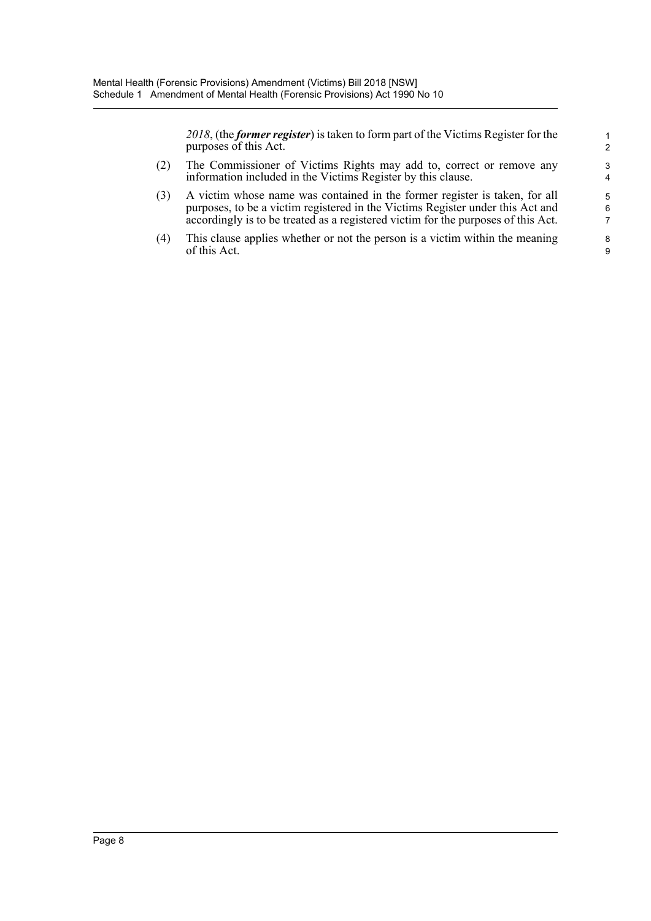*2018*, (the ***former register***) is taken to form part of the Victims Register for the purposes of this Act.

(2) The Commissioner of Victims Rights may add to, correct or remove any information included in the Victims Register by this clause.

(3) A victim whose name was contained in the former register is taken, for all purposes, to be a victim registered in the Victims Register under this Act and accordingly is to be treated as a registered victim for the purposes of this Act.

(4) This clause applies whether or not the person is a victim within the meaning of this Act.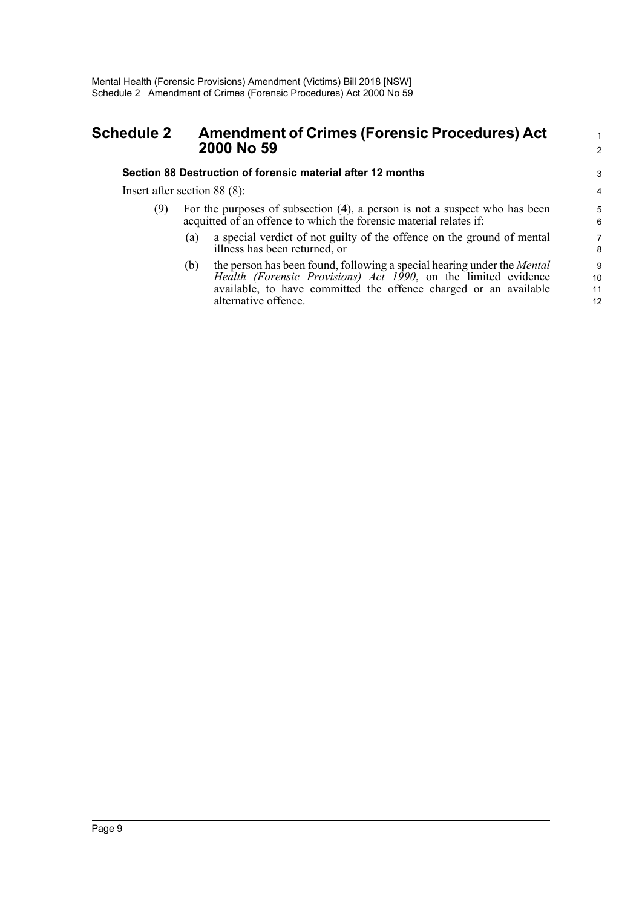# Schedule 2 Amendment of Crimes (Forensic Procedures) Act 2000 No 59

### Section 88 Destruction of forensic material after 12 months

Insert after section 88 (8):

(9) For the purposes of subsection (4), a person is not a suspect who has been acquitted of an offence to which the forensic material relates if:

(a) a special verdict of not guilty of the offence on the ground of mental illness has been returned, or

(b) the person has been found, following a special hearing under the *Mental Health (Forensic Provisions) Act 1990*, on the limited evidence available, to have committed the offence charged or an available alternative offence.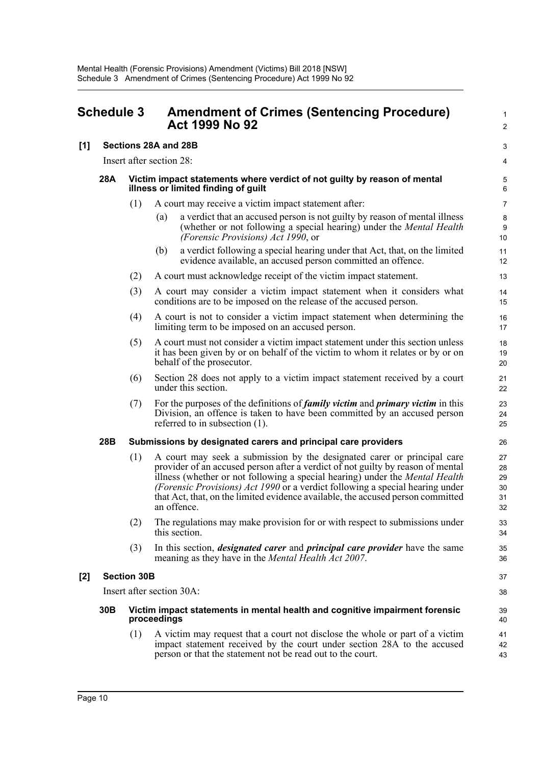# Schedule 3 Amendment of Crimes (Sentencing Procedure) Act 1999 No 92

## [1] Sections 28A and 28B

Insert after section 28:

### 28A Victim impact statements where verdict of not guilty by reason of mental illness or limited finding of guilt

(1) A court may receive a victim impact statement after:

(a) a verdict that an accused person is not guilty by reason of mental illness (whether or not following a special hearing) under the *Mental Health (Forensic Provisions) Act 1990*, or

(b) a verdict following a special hearing under that Act, that, on the limited evidence available, an accused person committed an offence.

(2) A court must acknowledge receipt of the victim impact statement.

(3) A court may consider a victim impact statement when it considers what conditions are to be imposed on the release of the accused person.

(4) A court is not to consider a victim impact statement when determining the limiting term to be imposed on an accused person.

(5) A court must not consider a victim impact statement under this section unless it has been given by or on behalf of the victim to whom it relates or by or on behalf of the prosecutor.

(6) Section 28 does not apply to a victim impact statement received by a court under this section.

(7) For the purposes of the definitions of ***family victim*** and ***primary victim*** in this Division, an offence is taken to have been committed by an accused person referred to in subsection (1).

### 28B Submissions by designated carers and principal care providers

(1) A court may seek a submission by the designated carer or principal care provider of an accused person after a verdict of not guilty by reason of mental illness (whether or not following a special hearing) under the *Mental Health (Forensic Provisions) Act 1990* or a verdict following a special hearing under that Act, that, on the limited evidence available, the accused person committed an offence.

(2) The regulations may make provision for or with respect to submissions under this section.

(3) In this section, ***designated carer*** and ***principal care provider*** have the same meaning as they have in the *Mental Health Act 2007*.

## [2] Section 30B

Insert after section 30A:

### 30B Victim impact statements in mental health and cognitive impairment forensic proceedings

(1) A victim may request that a court not disclose the whole or part of a victim impact statement received by the court under section 28A to the accused person or that the statement not be read out to the court.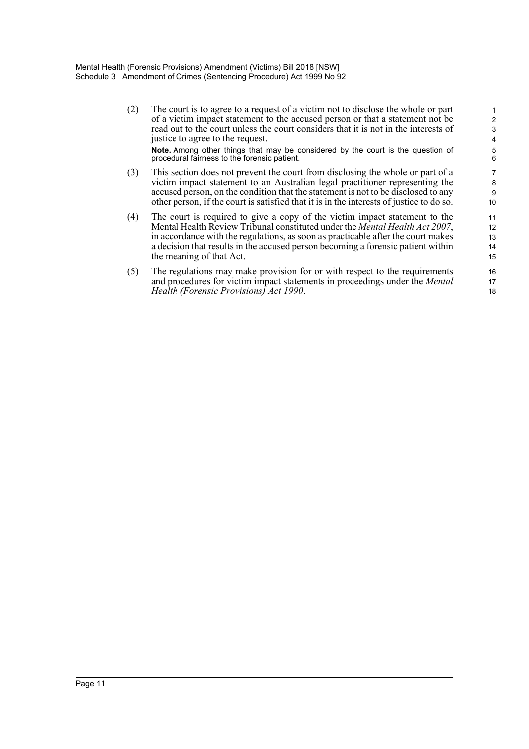(2) The court is to agree to a request of a victim not to disclose the whole or part of a victim impact statement to the accused person or that a statement not be read out to the court unless the court considers that it is not in the interests of justice to agree to the request.

**Note.** Among other things that may be considered by the court is the question of procedural fairness to the forensic patient.

(3) This section does not prevent the court from disclosing the whole or part of a victim impact statement to an Australian legal practitioner representing the accused person, on the condition that the statement is not to be disclosed to any other person, if the court is satisfied that it is in the interests of justice to do so.

(4) The court is required to give a copy of the victim impact statement to the Mental Health Review Tribunal constituted under the *Mental Health Act 2007*, in accordance with the regulations, as soon as practicable after the court makes a decision that results in the accused person becoming a forensic patient within the meaning of that Act.

(5) The regulations may make provision for or with respect to the requirements and procedures for victim impact statements in proceedings under the *Mental Health (Forensic Provisions) Act 1990*.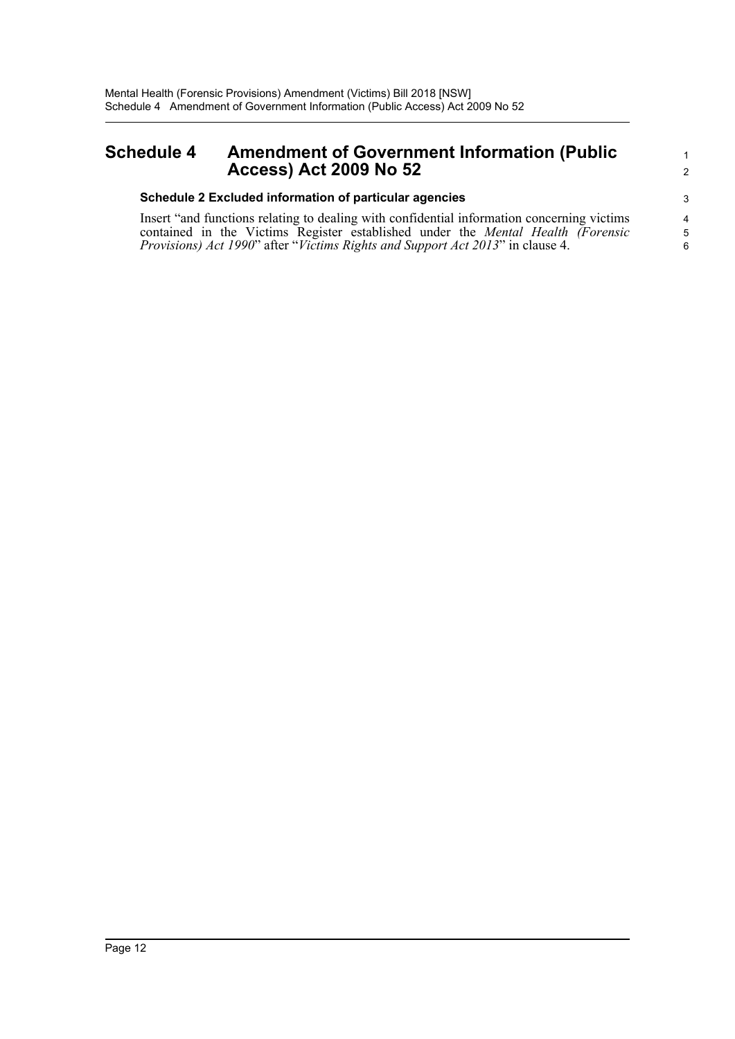# Schedule 4 Amendment of Government Information (Public Access) Act 2009 No 52

### Schedule 2 Excluded information of particular agencies

Insert "and functions relating to dealing with confidential information concerning victims contained in the Victims Register established under the *Mental Health (Forensic Provisions) Act 1990*" after "*Victims Rights and Support Act 2013*" in clause 4.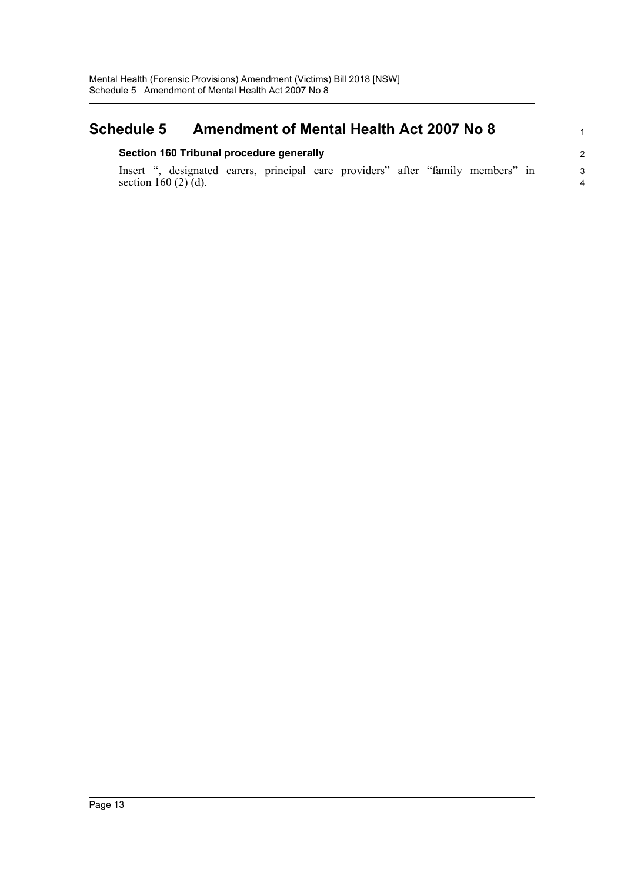# Schedule 5 Amendment of Mental Health Act 2007 No 8

### Section 160 Tribunal procedure generally

Insert ", designated carers, principal care providers" after "family members" in section 160 (2) (d).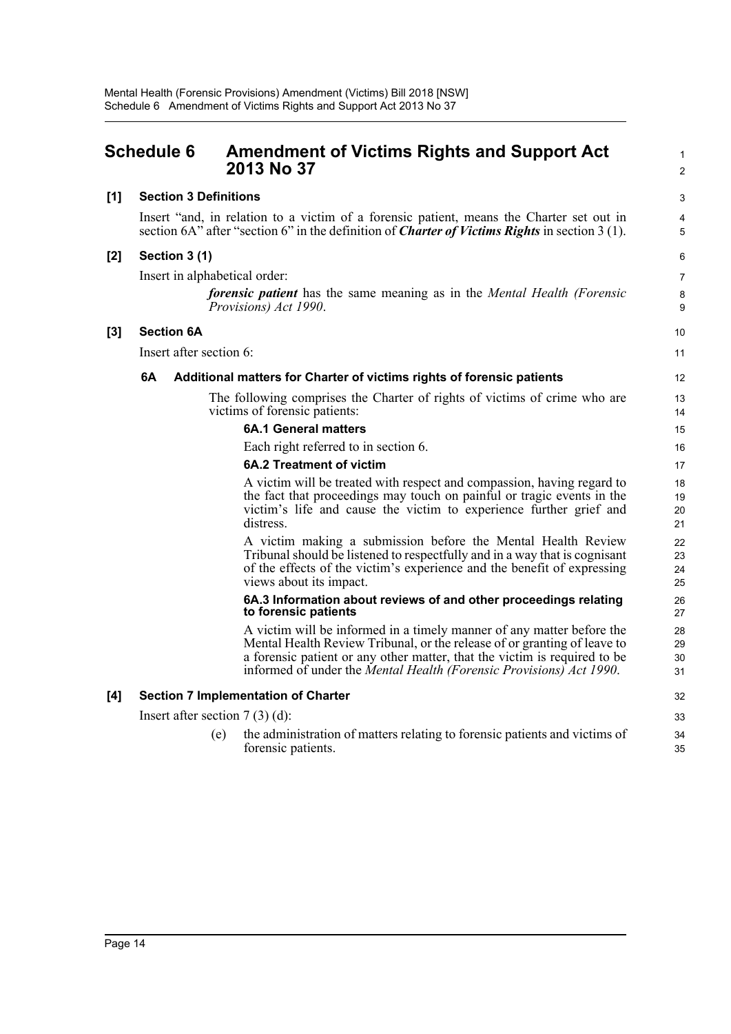# Schedule 6 Amendment of Victims Rights and Support Act 2013 No 37

## [1] Section 3 Definitions

Insert "and, in relation to a victim of a forensic patient, means the Charter set out in section 6A" after "section 6" in the definition of ***Charter of Victims Rights*** in section 3 (1).

## [2] Section 3 (1)

Insert in alphabetical order:

> ***forensic patient*** has the same meaning as in the *Mental Health (Forensic Provisions) Act 1990*.

## [3] Section 6A

Insert after section 6:

### 6A Additional matters for Charter of victims rights of forensic patients

The following comprises the Charter of rights of victims of crime who are victims of forensic patients:

**6A.1 General matters**

Each right referred to in section 6.

**6A.2 Treatment of victim**

A victim will be treated with respect and compassion, having regard to the fact that proceedings may touch on painful or tragic events in the victim's life and cause the victim to experience further grief and distress.

A victim making a submission before the Mental Health Review Tribunal should be listened to respectfully and in a way that is cognisant of the effects of the victim's experience and the benefit of expressing views about its impact.

**6A.3 Information about reviews of and other proceedings relating to forensic patients**

A victim will be informed in a timely manner of any matter before the Mental Health Review Tribunal, or the release of or granting of leave to a forensic patient or any other matter, that the victim is required to be informed of under the *Mental Health (Forensic Provisions) Act 1990*.

## [4] Section 7 Implementation of Charter

Insert after section 7 (3) (d):

> (e) the administration of matters relating to forensic patients and victims of forensic patients.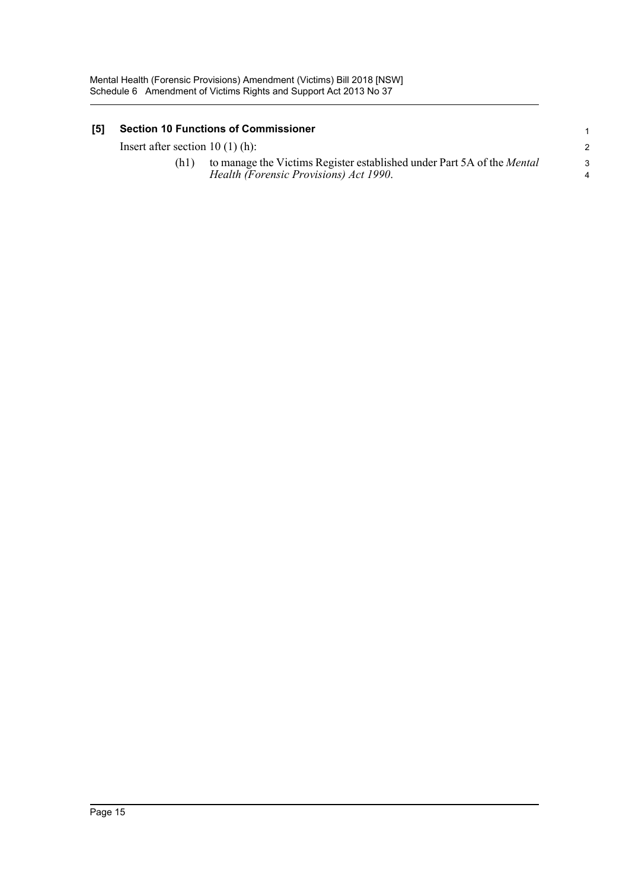### [5] Section 10 Functions of Commissioner

Insert after section 10 (1) (h):

(h1) to manage the Victims Register established under Part 5A of the *Mental Health (Forensic Provisions) Act 1990*.